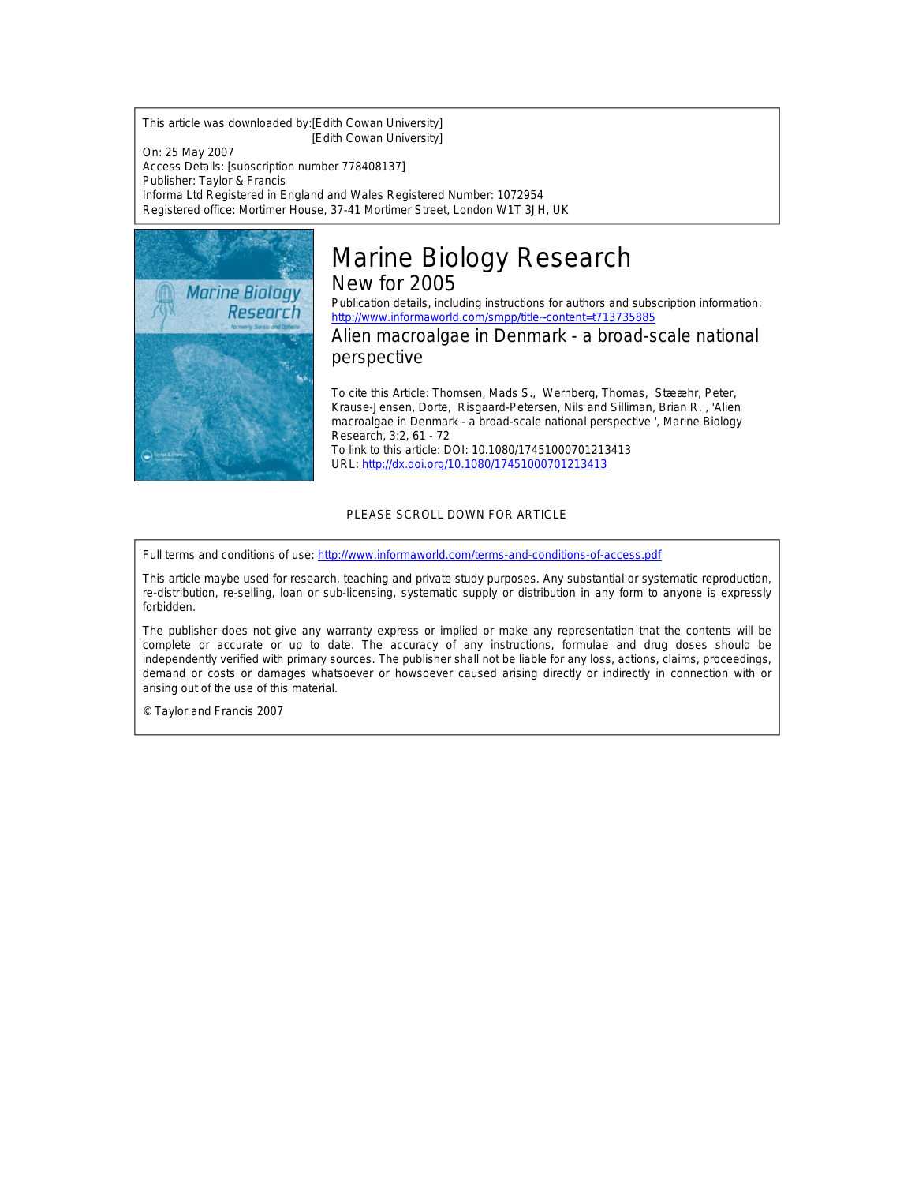This article was downloaded by:[Edith Cowan University]
[Edith Cowan University]

On: 25 May 2007

Access Details: [subscription number 778408137]

Publisher: Taylor & Francis

Informa Ltd Registered in England and Wales Registered Number: 1072954

Registered office: Mortimer House, 37-41 Mortimer Street, London W1T 3JH, UK

# Marine Biology Research

## New for 2005

Publication details, including instructions for authors and subscription information:
http://www.informaworld.com/smpp/title~content=t713735885

## Alien macroalgae in Denmark - a broad-scale national perspective

To cite this Article: Thomsen, Mads S., Wernberg, Thomas, Stæhr, Peter, Krause-Jensen, Dorte, Risgaard-Petersen, Nils and Silliman, Brian R. , 'Alien macroalgae in Denmark - a broad-scale national perspective ', Marine Biology Research, 3:2, 61 - 72

To link to this article: DOI: 10.1080/17451000701213413

URL: http://dx.doi.org/10.1080/17451000701213413

PLEASE SCROLL DOWN FOR ARTICLE

Full terms and conditions of use: http://www.informaworld.com/terms-and-conditions-of-access.pdf

This article maybe used for research, teaching and private study purposes. Any substantial or systematic reproduction, re-distribution, re-selling, loan or sub-licensing, systematic supply or distribution in any form to anyone is expressly forbidden.

The publisher does not give any warranty express or implied or make any representation that the contents will be complete or accurate or up to date. The accuracy of any instructions, formulae and drug doses should be independently verified with primary sources. The publisher shall not be liable for any loss, actions, claims, proceedings, demand or costs or damages whatsoever or howsoever caused arising directly or indirectly in connection with or arising out of the use of this material.

© Taylor and Francis 2007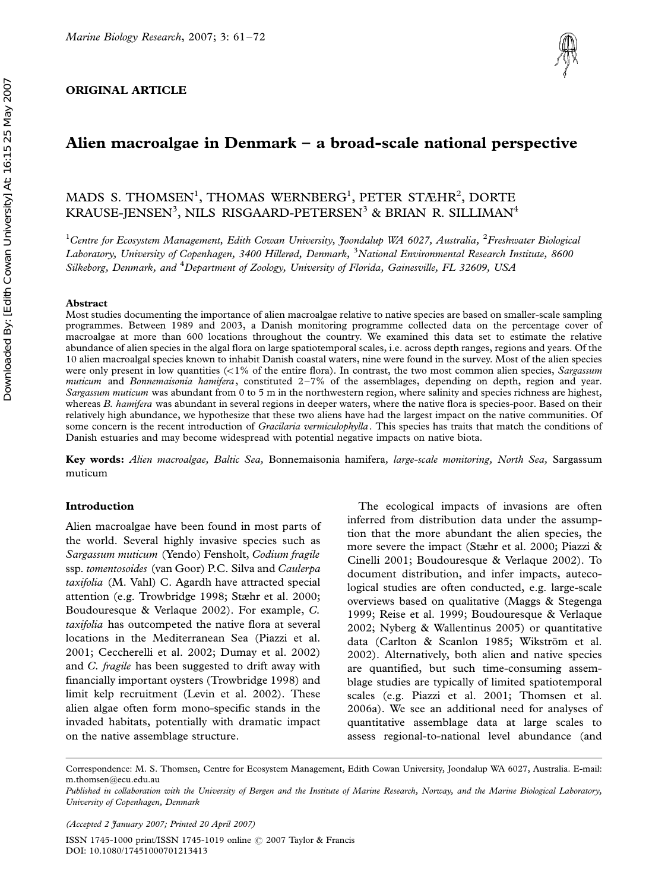# Alien macroalgae in Denmark – a broad-scale national perspective

MADS S. THOMSEN[1], THOMAS WERNBERG[1], PETER STÆHR[2], DORTE KRAUSE-JENSEN[3], NILS RISGAARD-PETERSEN[3] & BRIAN R. SILLIMAN[4]

[1]Centre for Ecosystem Management, Edith Cowan University, Joondalup WA 6027, Australia, [2]Freshwater Biological Laboratory, University of Copenhagen, 3400 Hillerød, Denmark, [3]National Environmental Research Institute, 8600 Silkeborg, Denmark, and [4]Department of Zoology, University of Florida, Gainesville, FL 32609, USA

**ORIGINAL ARTICLE**

## Abstract

Most studies documenting the importance of alien macroalgae relative to native species are based on smaller-scale sampling programmes. Between 1989 and 2003, a Danish monitoring programme collected data on the percentage cover of macroalgae at more than 600 locations throughout the country. We examined this data set to estimate the relative abundance of alien species in the algal flora on large spatiotemporal scales, i.e. across depth ranges, regions and years. Of the 10 alien macroalgal species known to inhabit Danish coastal waters, nine were found in the survey. Most of the alien species were only present in low quantities (<1% of the entire flora). In contrast, the two most common alien species, *Sargassum muticum* and *Bonnemaisonia hamifera*, constituted 2–7% of the assemblages, depending on depth, region and year. *Sargassum muticum* was abundant from 0 to 5 m in the northwestern region, where salinity and species richness are highest, whereas *B. hamifera* was abundant in several regions in deeper waters, where the native flora is species-poor. Based on their relatively high abundance, we hypothesize that these two aliens have had the largest impact on the native communities. Of some concern is the recent introduction of *Gracilaria vermiculophylla*. This species has traits that match the conditions of Danish estuaries and may become widespread with potential negative impacts on native biota.

**Key words:** *Alien macroalgae, Baltic Sea,* Bonnemaisonia hamifera*, large-scale monitoring, North Sea,* Sargassum muticum

## Introduction

Alien macroalgae have been found in most parts of the world. Several highly invasive species such as *Sargassum muticum* (Yendo) Fensholt, *Codium fragile* ssp. *tomentosoides* (van Goor) P.C. Silva and *Caulerpa taxifolia* (M. Vahl) C. Agardh have attracted special attention (e.g. Trowbridge 1998; Stæhr et al. 2000; Boudouresque & Verlaque 2002). For example, *C. taxifolia* has outcompeted the native flora at several locations in the Mediterranean Sea (Piazzi et al. 2001; Ceccherelli et al. 2002; Dumay et al. 2002) and *C. fragile* has been suggested to drift away with financially important oysters (Trowbridge 1998) and limit kelp recruitment (Levin et al. 2002). These alien algae often form mono-specific stands in the invaded habitats, potentially with dramatic impact on the native assemblage structure.

The ecological impacts of invasions are often inferred from distribution data under the assumption that the more abundant the alien species, the more severe the impact (Stæhr et al. 2000; Piazzi & Cinelli 2001; Boudouresque & Verlaque 2002). To document distribution, and infer impacts, autecological studies are often conducted, e.g. large-scale overviews based on qualitative (Maggs & Stegenga 1999; Reise et al. 1999; Boudouresque & Verlaque 2002; Nyberg & Wallentinus 2005) or quantitative data (Carlton & Scanlon 1985; Wikström et al. 2002). Alternatively, both alien and native species are quantified, but such time-consuming assemblage studies are typically of limited spatiotemporal scales (e.g. Piazzi et al. 2001; Thomsen et al. 2006a). We see an additional need for analyses of quantitative assemblage data at large scales to assess regional-to-national level abundance (and

Correspondence: M. S. Thomsen, Centre for Ecosystem Management, Edith Cowan University, Joondalup WA 6027, Australia. E-mail: m.thomsen@ecu.edu.au

*Published in collaboration with the University of Bergen and the Institute of Marine Research, Norway, and the Marine Biological Laboratory, University of Copenhagen, Denmark*

*(Accepted 2 January 2007; Printed 20 April 2007)*

ISSN 1745-1000 print/ISSN 1745-1019 online © 2007 Taylor & Francis
DOI: 10.1080/17451000701213413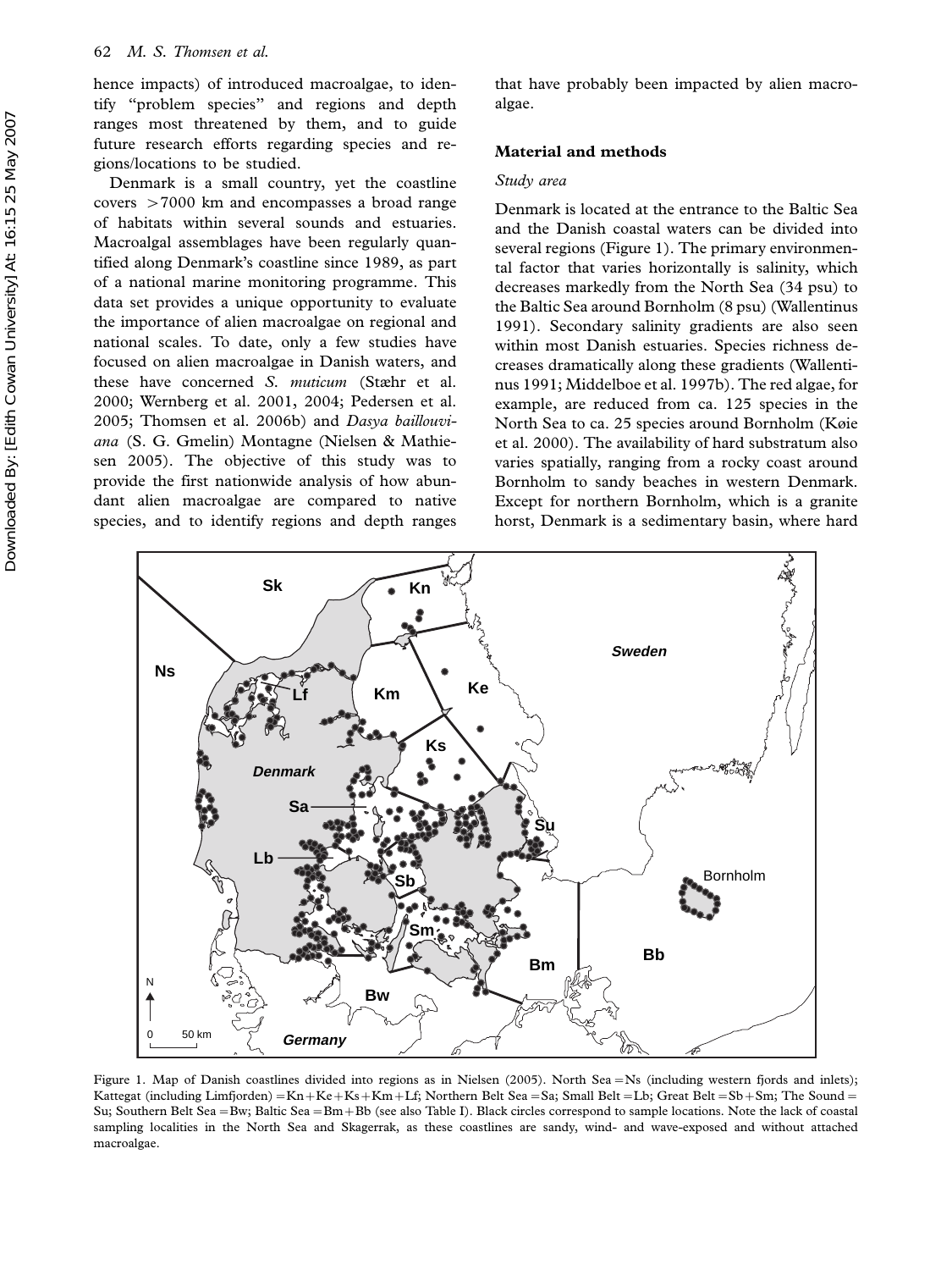hence impacts) of introduced macroalgae, to identify "problem species" and regions and depth ranges most threatened by them, and to guide future research efforts regarding species and regions/locations to be studied.

Denmark is a small country, yet the coastline covers >7000 km and encompasses a broad range of habitats within several sounds and estuaries. Macroalgal assemblages have been regularly quantified along Denmark's coastline since 1989, as part of a national marine monitoring programme. This data set provides a unique opportunity to evaluate the importance of alien macroalgae on regional and national scales. To date, only a few studies have focused on alien macroalgae in Danish waters, and these have concerned *S. muticum* (Stæhr et al. 2000; Wernberg et al. 2001, 2004; Pedersen et al. 2005; Thomsen et al. 2006b) and *Dasya baillouviana* (S. G. Gmelin) Montagne (Nielsen & Mathiesen 2005). The objective of this study was to provide the first nationwide analysis of how abundant alien macroalgae are compared to native species, and to identify regions and depth ranges that have probably been impacted by alien macroalgae.

## Material and methods

### *Study area*

Denmark is located at the entrance to the Baltic Sea and the Danish coastal waters can be divided into several regions (Figure 1). The primary environmental factor that varies horizontally is salinity, which decreases markedly from the North Sea (34 psu) to the Baltic Sea around Bornholm (8 psu) (Wallentinus 1991). Secondary salinity gradients are also seen within most Danish estuaries. Species richness decreases dramatically along these gradients (Wallentinus 1991; Middelboe et al. 1997b). The red algae, for example, are reduced from ca. 125 species in the North Sea to ca. 25 species around Bornholm (Køie et al. 2000). The availability of hard substratum also varies spatially, ranging from a rocky coast around Bornholm to sandy beaches in western Denmark. Except for northern Bornholm, which is a granite horst, Denmark is a sedimentary basin, where hard

Figure 1. Map of Danish coastlines divided into regions as in Nielsen (2005). North Sea = Ns (including western fjords and inlets); Kattegat (including Limfjorden) = Kn + Ke + Ks + Km + Lf; Northern Belt Sea = Sa; Small Belt = Lb; Great Belt = Sb + Sm; The Sound = Su; Southern Belt Sea = Bw; Baltic Sea = Bm + Bb (see also Table I). Black circles correspond to sample locations. Note the lack of coastal sampling localities in the North Sea and Skagerrak, as these coastlines are sandy, wind- and wave-exposed and without attached macroalgae.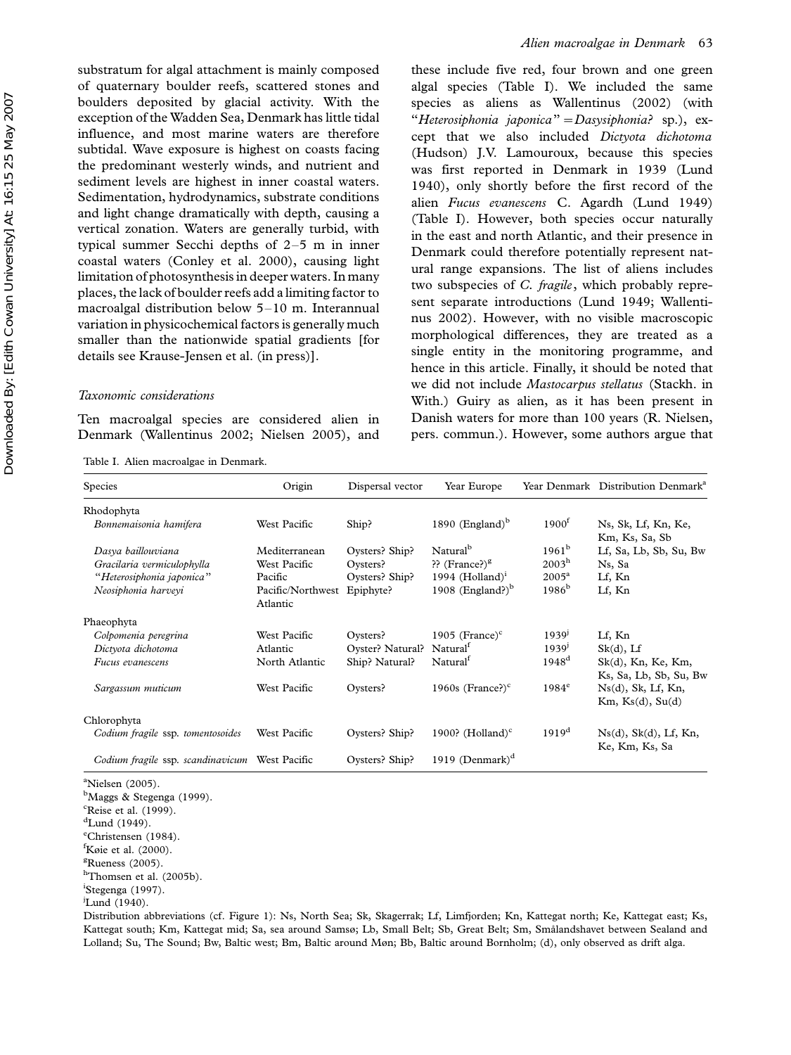substratum for algal attachment is mainly composed of quaternary boulder reefs, scattered stones and boulders deposited by glacial activity. With the exception of the Wadden Sea, Denmark has little tidal influence, and most marine waters are therefore subtidal. Wave exposure is highest on coasts facing the predominant westerly winds, and nutrient and sediment levels are highest in inner coastal waters. Sedimentation, hydrodynamics, substrate conditions and light change dramatically with depth, causing a vertical zonation. Waters are generally turbid, with typical summer Secchi depths of 2–5 m in inner coastal waters (Conley et al. 2000), causing light limitation of photosynthesis in deeper waters. In many places, the lack of boulder reefs add a limiting factor to macroalgal distribution below 5–10 m. Interannual variation in physicochemical factors is generally much smaller than the nationwide spatial gradients [for details see Krause-Jensen et al. (in press)].

### *Taxonomic considerations*

Ten macroalgal species are considered alien in Denmark (Wallentinus 2002; Nielsen 2005), and these include five red, four brown and one green algal species (Table I). We included the same species as aliens as Wallentinus (2002) (with "*Heterosiphonia japonica*" = *Dasysiphonia?* sp.), except that we also included *Dictyota dichotoma* (Hudson) J.V. Lamouroux, because this species was first reported in Denmark in 1939 (Lund 1940), only shortly before the first record of the alien *Fucus evanescens* C. Agardh (Lund 1949) (Table I). However, both species occur naturally in the east and north Atlantic, and their presence in Denmark could therefore potentially represent natural range expansions. The list of aliens includes two subspecies of *C. fragile*, which probably represent separate introductions (Lund 1949; Wallentinus 2002). However, with no visible macroscopic morphological differences, they are treated as a single entity in the monitoring programme, and hence in this article. Finally, it should be noted that we did not include *Mastocarpus stellatus* (Stackh. in With.) Guiry as alien, as it has been present in Danish waters for more than 100 years (R. Nielsen, pers. commun.). However, some authors argue that

Table I. Alien macroalgae in Denmark.

| Species | Origin | Dispersal vector | Year Europe | Year Denmark | Distribution Denmark[a] |
|---|---|---|---|---|---|
| Rhodophyta | | | | | |
| *Bonnemaisonia hamifera* | West Pacific | Ship? | 1890 (England)[b] | 1900[f] | Ns, Sk, Lf, Kn, Ke, Km, Ks, Sa, Sb |
| *Dasya baillouviana* | Mediterranean | Oysters? Ship? | Natural[b] | 1961[b] | Lf, Sa, Lb, Sb, Su, Bw |
| *Gracilaria vermiculophylla* | West Pacific | Oysters? | ?? (France?)[g] | 2003[h] | Ns, Sa |
| "*Heterosiphonia japonica*" | Pacific | Oysters? Ship? | 1994 (Holland)[i] | 2005[a] | Lf, Kn |
| *Neosiphonia harveyi* | Pacific/Northwest Atlantic | Epiphyte? | 1908 (England?)[b] | 1986[b] | Lf, Kn |
| Phaeophyta | | | | | |
| *Colpomenia peregrina* | West Pacific | Oysters? | 1905 (France)[c] | 1939[j] | Lf, Kn |
| *Dictyota dichotoma* | Atlantic | Oyster? Natural? | Natural[f] | 1939[j] | Sk(d), Lf |
| *Fucus evanescens* | North Atlantic | Ship? Natural? | Natural[f] | 1948[d] | Sk(d), Kn, Ke, Km, Ks, Sa, Lb, Sb, Su, Bw |
| *Sargassum muticum* | West Pacific | Oysters? | 1960s (France?)[c] | 1984[e] | Ns(d), Sk, Lf, Kn, Km, Ks(d), Su(d) |
| Chlorophyta | | | | | |
| *Codium fragile* ssp. *tomentosoides* | West Pacific | Oysters? Ship? | 1900? (Holland)[c] | 1919[d] | Ns(d), Sk(d), Lf, Kn, Ke, Km, Ks, Sa |
| *Codium fragile* ssp. *scandinavicum* | West Pacific | Oysters? Ship? | 1919 (Denmark)[d] | | |

[a]Nielsen (2005).
[b]Maggs & Stegenga (1999).
[c]Reise et al. (1999).
[d]Lund (1949).
[e]Christensen (1984).
[f]Køie et al. (2000).
[g]Rueness (2005).
[h]Thomsen et al. (2005b).
[i]Stegenga (1997).
[j]Lund (1940).

Distribution abbreviations (cf. Figure 1): Ns, North Sea; Sk, Skagerrak; Lf, Limfjorden; Kn, Kattegat north; Ke, Kattegat east; Ks, Kattegat south; Km, Kattegat mid; Sa, sea around Samsø; Lb, Small Belt; Sb, Great Belt; Sm, Smålandshavet between Sealand and Lolland; Su, The Sound; Bw, Baltic west; Bm, Baltic around Møn; Bb, Baltic around Bornholm; (d), only observed as drift alga.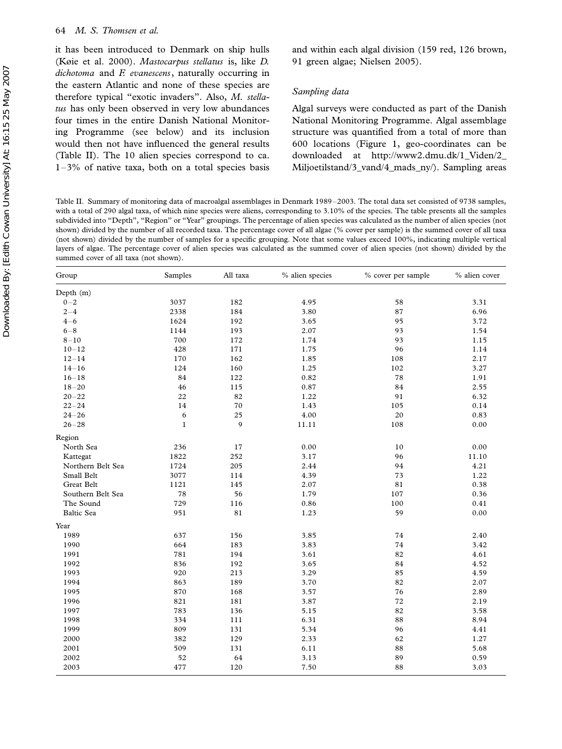it has been introduced to Denmark on ship hulls (Køie et al. 2000). *Mastocarpus stellatus* is, like *D. dichotoma* and *F. evanescens*, naturally occurring in the eastern Atlantic and none of these species are therefore typical "exotic invaders". Also, *M. stellatus* has only been observed in very low abundances four times in the entire Danish National Monitoring Programme (see below) and its inclusion would then not have influenced the general results (Table II). The 10 alien species correspond to ca. 1–3% of native taxa, both on a total species basis and within each algal division (159 red, 126 brown, 91 green algae; Nielsen 2005).

### Sampling data

Algal surveys were conducted as part of the Danish National Monitoring Programme. Algal assemblage structure was quantified from a total of more than 600 locations (Figure 1, geo-coordinates can be downloaded at http://www2.dmu.dk/1_Viden/2_Miljoetilstand/3_vand/4_mads_ny/). Sampling areas

Table II. Summary of monitoring data of macroalgal assemblages in Denmark 1989–2003. The total data set consisted of 9738 samples, with a total of 290 algal taxa, of which nine species were aliens, corresponding to 3.10% of the species. The table presents all the samples subdivided into "Depth", "Region" or "Year" groupings. The percentage of alien species was calculated as the number of alien species (not shown) divided by the number of all recorded taxa. The percentage cover of all algae (% cover per sample) is the summed cover of all taxa (not shown) divided by the number of samples for a specific grouping. Note that some values exceed 100%, indicating multiple vertical layers of algae. The percentage cover of alien species was calculated as the summed cover of alien species (not shown) divided by the summed cover of all taxa (not shown).

| Group | Samples | All taxa | % alien species | % cover per sample | % alien cover |
|---|---|---|---|---|---|
| Depth (m) | | | | | |
| 0–2 | 3037 | 182 | 4.95 | 58 | 3.31 |
| 2–4 | 2338 | 184 | 3.80 | 87 | 6.96 |
| 4–6 | 1624 | 192 | 3.65 | 95 | 3.72 |
| 6–8 | 1144 | 193 | 2.07 | 93 | 1.54 |
| 8–10 | 700 | 172 | 1.74 | 93 | 1.15 |
| 10–12 | 428 | 171 | 1.75 | 96 | 1.14 |
| 12–14 | 170 | 162 | 1.85 | 108 | 2.17 |
| 14–16 | 124 | 160 | 1.25 | 102 | 3.27 |
| 16–18 | 84 | 122 | 0.82 | 78 | 1.91 |
| 18–20 | 46 | 115 | 0.87 | 84 | 2.55 |
| 20–22 | 22 | 82 | 1.22 | 91 | 6.32 |
| 22–24 | 14 | 70 | 1.43 | 105 | 0.14 |
| 24–26 | 6 | 25 | 4.00 | 20 | 0.83 |
| 26–28 | 1 | 9 | 11.11 | 108 | 0.00 |
| Region | | | | | |
| North Sea | 236 | 17 | 0.00 | 10 | 0.00 |
| Kattegat | 1822 | 252 | 3.17 | 96 | 11.10 |
| Northern Belt Sea | 1724 | 205 | 2.44 | 94 | 4.21 |
| Small Belt | 3077 | 114 | 4.39 | 73 | 1.22 |
| Great Belt | 1121 | 145 | 2.07 | 81 | 0.38 |
| Southern Belt Sea | 78 | 56 | 1.79 | 107 | 0.36 |
| The Sound | 729 | 116 | 0.86 | 100 | 0.41 |
| Baltic Sea | 951 | 81 | 1.23 | 59 | 0.00 |
| Year | | | | | |
| 1989 | 637 | 156 | 3.85 | 74 | 2.40 |
| 1990 | 664 | 183 | 3.83 | 74 | 3.42 |
| 1991 | 781 | 194 | 3.61 | 82 | 4.61 |
| 1992 | 836 | 192 | 3.65 | 84 | 4.52 |
| 1993 | 920 | 213 | 3.29 | 85 | 4.59 |
| 1994 | 863 | 189 | 3.70 | 82 | 2.07 |
| 1995 | 870 | 168 | 3.57 | 76 | 2.89 |
| 1996 | 821 | 181 | 3.87 | 72 | 2.19 |
| 1997 | 783 | 136 | 5.15 | 82 | 3.58 |
| 1998 | 334 | 111 | 6.31 | 88 | 8.94 |
| 1999 | 809 | 131 | 5.34 | 96 | 4.41 |
| 2000 | 382 | 129 | 2.33 | 62 | 1.27 |
| 2001 | 509 | 131 | 6.11 | 88 | 5.68 |
| 2002 | 52 | 64 | 3.13 | 89 | 0.59 |
| 2003 | 477 | 120 | 7.50 | 88 | 3.03 |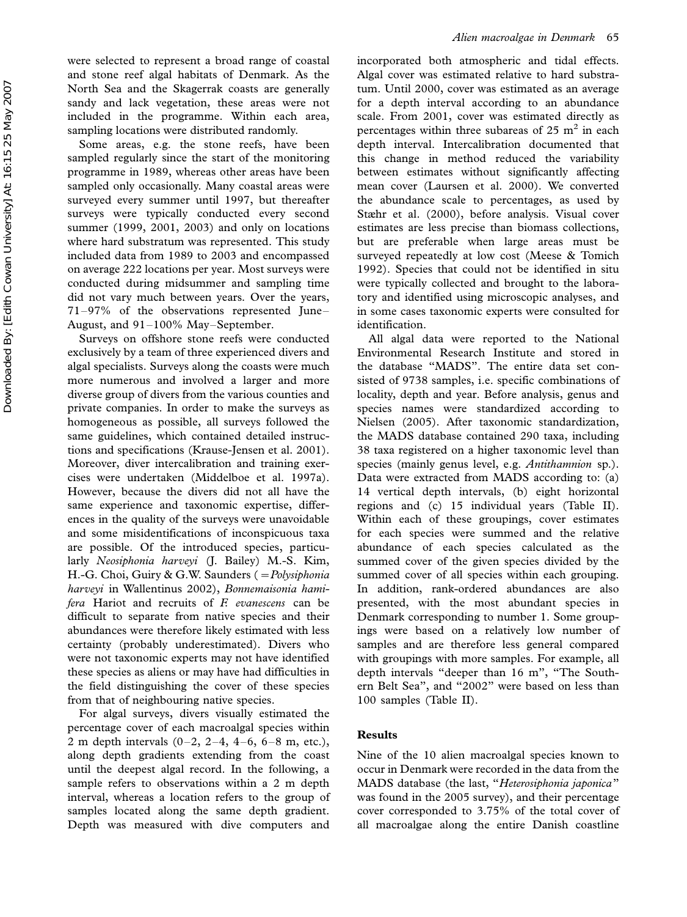were selected to represent a broad range of coastal and stone reef algal habitats of Denmark. As the North Sea and the Skagerrak coasts are generally sandy and lack vegetation, these areas were not included in the programme. Within each area, sampling locations were distributed randomly.

Some areas, e.g. the stone reefs, have been sampled regularly since the start of the monitoring programme in 1989, whereas other areas have been sampled only occasionally. Many coastal areas were surveyed every summer until 1997, but thereafter surveys were typically conducted every second summer (1999, 2001, 2003) and only on locations where hard substratum was represented. This study included data from 1989 to 2003 and encompassed on average 222 locations per year. Most surveys were conducted during midsummer and sampling time did not vary much between years. Over the years, 71–97% of the observations represented June–August, and 91–100% May–September.

Surveys on offshore stone reefs were conducted exclusively by a team of three experienced divers and algal specialists. Surveys along the coasts were much more numerous and involved a larger and more diverse group of divers from the various counties and private companies. In order to make the surveys as homogeneous as possible, all surveys followed the same guidelines, which contained detailed instructions and specifications (Krause-Jensen et al. 2001). Moreover, diver intercalibration and training exercises were undertaken (Middelboe et al. 1997a). However, because the divers did not all have the same experience and taxonomic expertise, differences in the quality of the surveys were unavoidable and some misidentifications of inconspicuous taxa are possible. Of the introduced species, particularly *Neosiphonia harveyi* (J. Bailey) M.-S. Kim, H.-G. Choi, Guiry & G.W. Saunders (=*Polysiphonia harveyi* in Wallentinus 2002), *Bonnemaisonia hamifera* Hariot and recruits of *F. evanescens* can be difficult to separate from native species and their abundances were therefore likely estimated with less certainty (probably underestimated). Divers who were not taxonomic experts may not have identified these species as aliens or may have had difficulties in the field distinguishing the cover of these species from that of neighbouring native species.

For algal surveys, divers visually estimated the percentage cover of each macroalgal species within 2 m depth intervals (0–2, 2–4, 4–6, 6–8 m, etc.), along depth gradients extending from the coast until the deepest algal record. In the following, a sample refers to observations within a 2 m depth interval, whereas a location refers to the group of samples located along the same depth gradient. Depth was measured with dive computers and incorporated both atmospheric and tidal effects. Algal cover was estimated relative to hard substratum. Until 2000, cover was estimated as an average for a depth interval according to an abundance scale. From 2001, cover was estimated directly as percentages within three subareas of 25 $m^2$ in each depth interval. Intercalibration documented that this change in method reduced the variability between estimates without significantly affecting mean cover (Laursen et al. 2000). We converted the abundance scale to percentages, as used by Stæhr et al. (2000), before analysis. Visual cover estimates are less precise than biomass collections, but are preferable when large areas must be surveyed repeatedly at low cost (Meese & Tomich 1992). Species that could not be identified in situ were typically collected and brought to the laboratory and identified using microscopic analyses, and in some cases taxonomic experts were consulted for identification.

All algal data were reported to the National Environmental Research Institute and stored in the database "MADS". The entire data set consisted of 9738 samples, i.e. specific combinations of locality, depth and year. Before analysis, genus and species names were standardized according to Nielsen (2005). After taxonomic standardization, the MADS database contained 290 taxa, including 38 taxa registered on a higher taxonomic level than species (mainly genus level, e.g. *Antithamnion* sp.). Data were extracted from MADS according to: (a) 14 vertical depth intervals, (b) eight horizontal regions and (c) 15 individual years (Table II). Within each of these groupings, cover estimates for each species were summed and the relative abundance of each species calculated as the summed cover of the given species divided by the summed cover of all species within each grouping. In addition, rank-ordered abundances are also presented, with the most abundant species in Denmark corresponding to number 1. Some groupings were based on a relatively low number of samples and are therefore less general compared with groupings with more samples. For example, all depth intervals "deeper than 16 m", "The Southern Belt Sea", and "2002" were based on less than 100 samples (Table II).

## Results

Nine of the 10 alien macroalgal species known to occur in Denmark were recorded in the data from the MADS database (the last, "*Heterosiphonia japonica*" was found in the 2005 survey), and their percentage cover corresponded to 3.75% of the total cover of all macroalgae along the entire Danish coastline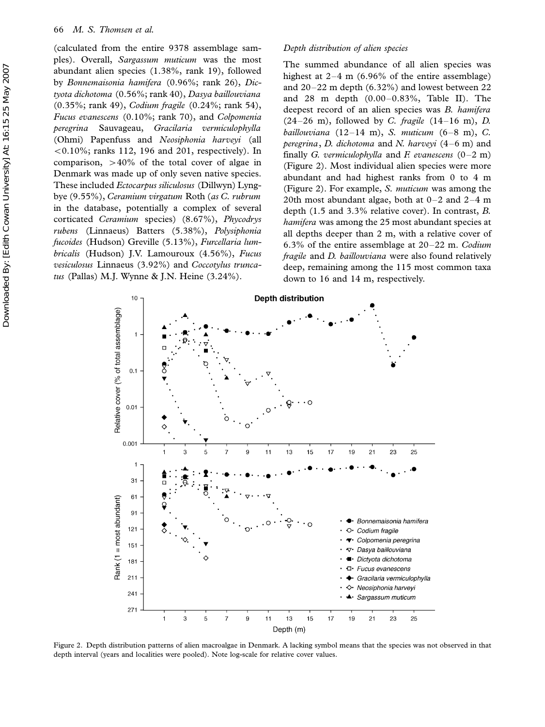(calculated from the entire 9378 assemblage samples). Overall, *Sargassum muticum* was the most abundant alien species (1.38%, rank 19), followed by *Bonnemaisonia hamifera* (0.96%; rank 26), *Dictyota dichotoma* (0.56%; rank 40), *Dasya baillouviana* (0.35%; rank 49), *Codium fragile* (0.24%; rank 54), *Fucus evanescens* (0.10%; rank 70), and *Colpomenia peregrina* Sauvageau, *Gracilaria vermiculophylla* (Ohmi) Papenfuss and *Neosiphonia harveyi* (all <0.10%; ranks 112, 196 and 201, respectively). In comparison, >40% of the total cover of algae in Denmark was made up of only seven native species. These included *Ectocarpus siliculosus* (Dillwyn) Lyngbye (9.55%), *Ceramium virgatum* Roth (*as C. rubrum* in the database, potentially a complex of several corticated *Ceramium* species) (8.67%), *Phycodrys rubens* (Linnaeus) Batters (5.38%), *Polysiphonia fucoides* (Hudson) Greville (5.13%), *Furcellaria lumbricalis* (Hudson) J.V. Lamouroux (4.56%), *Fucus vesiculosus* Linnaeus (3.92%) and *Coccotylus truncatus* (Pallas) M.J. Wynne & J.N. Heine (3.24%).

### *Depth distribution of alien species*

The summed abundance of all alien species was highest at 2–4 m (6.96% of the entire assemblage) and 20–22 m depth (6.32%) and lowest between 22 and 28 m depth (0.00–0.83%, Table II). The deepest record of an alien species was *B. hamifera* (24–26 m), followed by *C. fragile* (14–16 m), *D. baillouviana* (12–14 m), *S. muticum* (6–8 m), *C. peregrina*, *D. dichotoma* and *N. harveyi* (4–6 m) and finally *G. vermiculophylla* and *F. evanescens* (0–2 m) (Figure 2). Most individual alien species were more abundant and had highest ranks from 0 to 4 m (Figure 2). For example, *S. muticum* was among the 20th most abundant algae, both at 0–2 and 2–4 m depth (1.5 and 3.3% relative cover). In contrast, *B. hamifera* was among the 25 most abundant species at all depths deeper than 2 m, with a relative cover of 6.3% of the entire assemblage at 20–22 m. *Codium fragile* and *D. baillouviana* were also found relatively deep, remaining among the 115 most common taxa down to 16 and 14 m, respectively.

Figure 2. Depth distribution patterns of alien macroalgae in Denmark. A lacking symbol means that the species was not observed in that depth interval (years and localities were pooled). Note log-scale for relative cover values.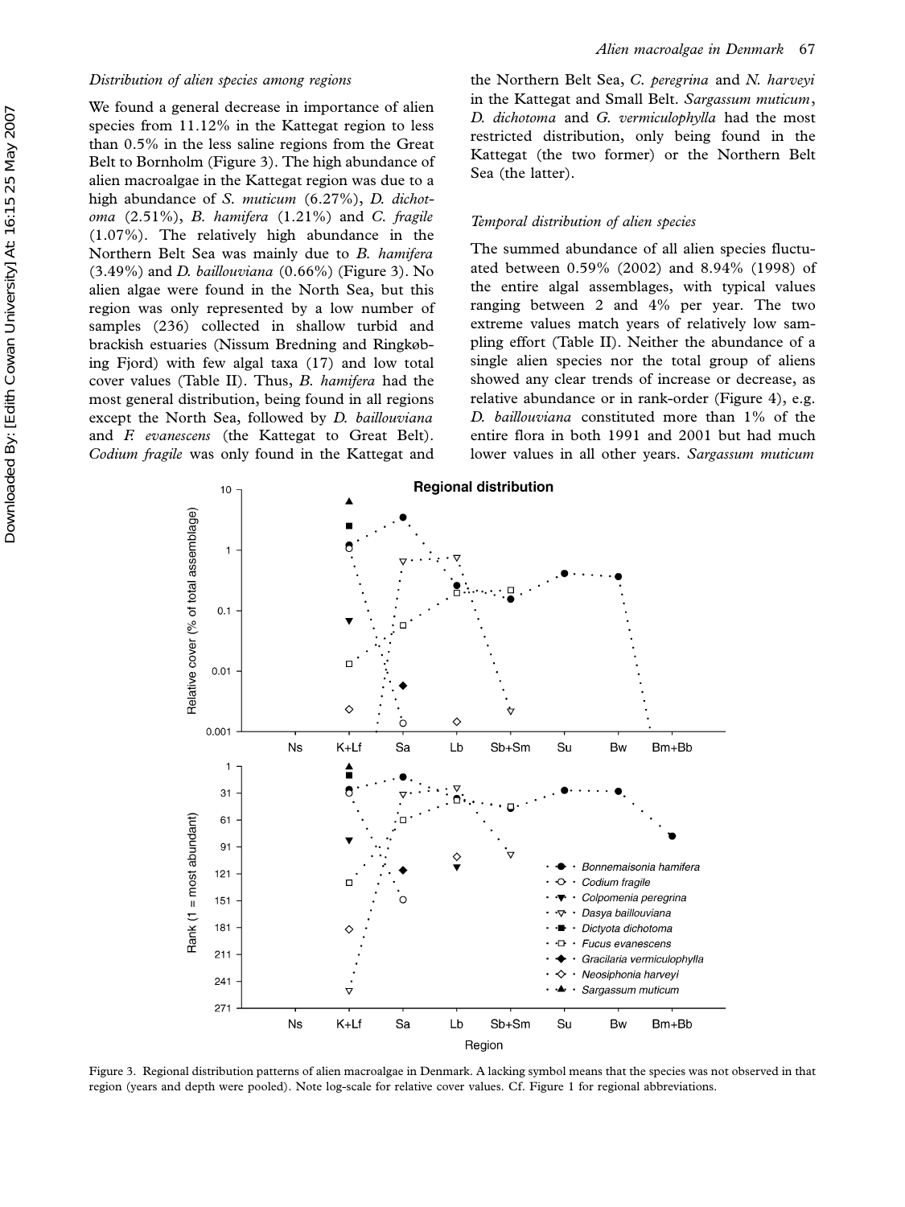*Distribution of alien species among regions*

We found a general decrease in importance of alien species from 11.12% in the Kattegat region to less than 0.5% in the less saline regions from the Great Belt to Bornholm (Figure 3). The high abundance of alien macroalgae in the Kattegat region was due to a high abundance of *S. muticum* (6.27%), *D. dichotoma* (2.51%), *B. hamifera* (1.21%) and *C. fragile* (1.07%). The relatively high abundance in the Northern Belt Sea was mainly due to *B. hamifera* (3.49%) and *D. baillouviana* (0.66%) (Figure 3). No alien algae were found in the North Sea, but this region was only represented by a low number of samples (236) collected in shallow turbid and brackish estuaries (Nissum Bredning and Ringkøbing Fjord) with few algal taxa (17) and low total cover values (Table II). Thus, *B. hamifera* had the most general distribution, being found in all regions except the North Sea, followed by *D. baillouviana* and *F. evanescens* (the Kattegat to Great Belt). *Codium fragile* was only found in the Kattegat and the Northern Belt Sea, *C. peregrina* and *N. harveyi* in the Kattegat and Small Belt. *Sargassum muticum*, *D. dichotoma* and *G. vermiculophylla* had the most restricted distribution, only being found in the Kattegat (the two former) or the Northern Belt Sea (the latter).

*Temporal distribution of alien species*

The summed abundance of all alien species fluctuated between 0.59% (2002) and 8.94% (1998) of the entire algal assemblages, with typical values ranging between 2 and 4% per year. The two extreme values match years of relatively low sampling effort (Table II). Neither the abundance of a single alien species nor the total group of aliens showed any clear trends of increase or decrease, as relative abundance or in rank-order (Figure 4), e.g. *D. baillouviana* constituted more than 1% of the entire flora in both 1991 and 2001 but had much lower values in all other years. *Sargassum muticum*

Figure 3. Regional distribution patterns of alien macroalgae in Denmark. A lacking symbol means that the species was not observed in that region (years and depth were pooled). Note log-scale for relative cover values. Cf. Figure 1 for regional abbreviations.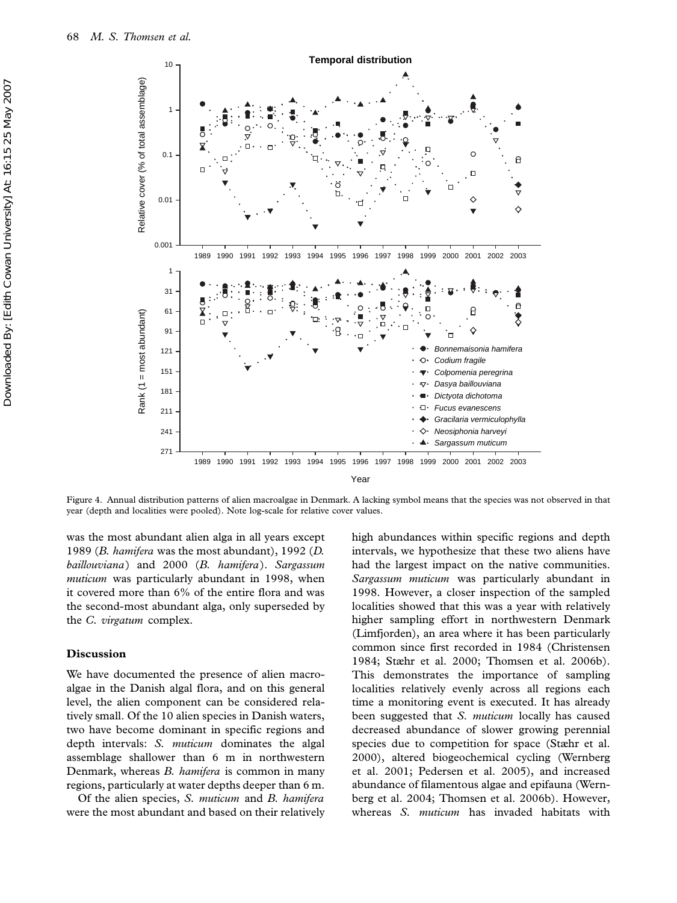Figure 4. Annual distribution patterns of alien macroalgae in Denmark. A lacking symbol means that the species was not observed in that year (depth and localities were pooled). Note log-scale for relative cover values.

was the most abundant alien alga in all years except 1989 (*B. hamifera* was the most abundant), 1992 (*D. baillouviana*) and 2000 (*B. hamifera*). *Sargassum muticum* was particularly abundant in 1998, when it covered more than 6% of the entire flora and was the second-most abundant alga, only superseded by the *C. virgatum* complex.

## Discussion

We have documented the presence of alien macroalgae in the Danish algal flora, and on this general level, the alien component can be considered relatively small. Of the 10 alien species in Danish waters, two have become dominant in specific regions and depth intervals: *S. muticum* dominates the algal assemblage shallower than 6 m in northwestern Denmark, whereas *B. hamifera* is common in many regions, particularly at water depths deeper than 6 m.

Of the alien species, *S. muticum* and *B. hamifera* were the most abundant and based on their relatively high abundances within specific regions and depth intervals, we hypothesize that these two aliens have had the largest impact on the native communities. *Sargassum muticum* was particularly abundant in 1998. However, a closer inspection of the sampled localities showed that this was a year with relatively higher sampling effort in northwestern Denmark (Limfjorden), an area where it has been particularly common since first recorded in 1984 (Christensen 1984; Stæhr et al. 2000; Thomsen et al. 2006b). This demonstrates the importance of sampling localities relatively evenly across all regions each time a monitoring event is executed. It has already been suggested that *S. muticum* locally has caused decreased abundance of slower growing perennial species due to competition for space (Stæhr et al. 2000), altered biogeochemical cycling (Wernberg et al. 2001; Pedersen et al. 2005), and increased abundance of filamentous algae and epifauna (Wernberg et al. 2004; Thomsen et al. 2006b). However, whereas *S. muticum* has invaded habitats with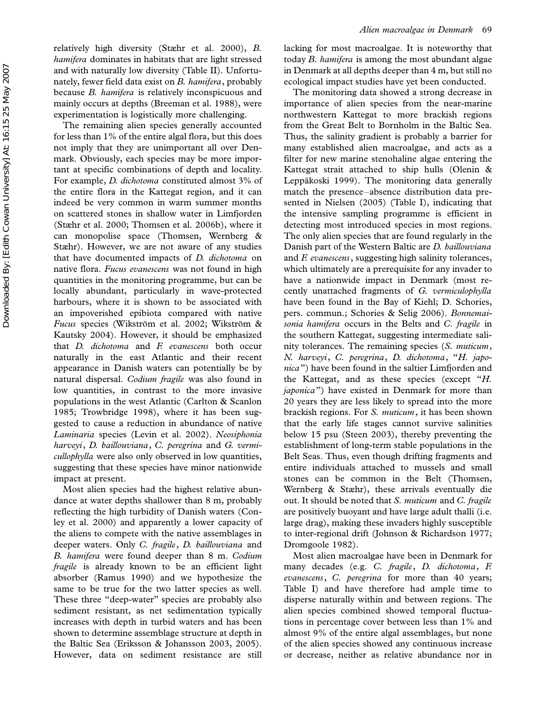relatively high diversity (Stæhr et al. 2000), *B. hamifera* dominates in habitats that are light stressed and with naturally low diversity (Table II). Unfortunately, fewer field data exist on *B. hamifera*, probably because *B. hamifera* is relatively inconspicuous and mainly occurs at depths (Breeman et al. 1988), were experimentation is logistically more challenging.

The remaining alien species generally accounted for less than 1% of the entire algal flora, but this does not imply that they are unimportant all over Denmark. Obviously, each species may be more important at specific combinations of depth and locality. For example, *D. dichotoma* constituted almost 3% of the entire flora in the Kattegat region, and it can indeed be very common in warm summer months on scattered stones in shallow water in Limfjorden (Stæhr et al. 2000; Thomsen et al. 2006b), where it can monopolise space (Thomsen, Wernberg & Stæhr). However, we are not aware of any studies that have documented impacts of *D. dichotoma* on native flora. *Fucus evanescens* was not found in high quantities in the monitoring programme, but can be locally abundant, particularly in wave-protected harbours, where it is shown to be associated with an impoverished epibiota compared with native *Fucus* species (Wikström et al. 2002; Wikström & Kautsky 2004). However, it should be emphasized that *D. dichotoma* and *F. evanescens* both occur naturally in the east Atlantic and their recent appearance in Danish waters can potentially be by natural dispersal. *Codium fragile* was also found in low quantities, in contrast to the more invasive populations in the west Atlantic (Carlton & Scanlon 1985; Trowbridge 1998), where it has been suggested to cause a reduction in abundance of native *Laminaria* species (Levin et al. 2002). *Neosiphonia harveyi*, *D. baillouviana*, *C. peregrina* and *G. vermicullophylla* were also only observed in low quantities, suggesting that these species have minor nationwide impact at present.

Most alien species had the highest relative abundance at water depths shallower than 8 m, probably reflecting the high turbidity of Danish waters (Conley et al. 2000) and apparently a lower capacity of the aliens to compete with the native assemblages in deeper waters. Only *C. fragile*, *D. baillouviana* and *B. hamifera* were found deeper than 8 m. *Codium fragile* is already known to be an efficient light absorber (Ramus 1990) and we hypothesize the same to be true for the two latter species as well. These three "deep-water" species are probably also sediment resistant, as net sedimentation typically increases with depth in turbid waters and has been shown to determine assemblage structure at depth in the Baltic Sea (Eriksson & Johansson 2003, 2005). However, data on sediment resistance are still lacking for most macroalgae. It is noteworthy that today *B. hamifera* is among the most abundant algae in Denmark at all depths deeper than 4 m, but still no ecological impact studies have yet been conducted.

The monitoring data showed a strong decrease in importance of alien species from the near-marine northwestern Kattegat to more brackish regions from the Great Belt to Bornholm in the Baltic Sea. Thus, the salinity gradient is probably a barrier for many established alien macroalgae, and acts as a filter for new marine stenohaline algae entering the Kattegat strait attached to ship hulls (Olenin & Leppäkoski 1999). The monitoring data generally match the presence–absence distribution data presented in Nielsen (2005) (Table I), indicating that the intensive sampling programme is efficient in detecting most introduced species in most regions. The only alien species that are found regularly in the Danish part of the Western Baltic are *D. baillouviana* and *F. evanescens*, suggesting high salinity tolerances, which ultimately are a prerequisite for any invader to have a nationwide impact in Denmark (most recently unattached fragments of *G. vermiculophylla* have been found in the Bay of Kiehl; D. Schories, pers. commun.; Schories & Selig 2006). *Bonnemaisonia hamifera* occurs in the Belts and *C. fragile* in the southern Kattegat, suggesting intermediate salinity tolerances. The remaining species (*S. muticum*, *N. harveyi*, *C. peregrina*, *D. dichotoma*, "*H. japonica*") have been found in the saltier Limfjorden and the Kattegat, and as these species (except "*H. japonica*") have existed in Denmark for more than 20 years they are less likely to spread into the more brackish regions. For *S. muticum*, it has been shown that the early life stages cannot survive salinities below 15 psu (Steen 2003), thereby preventing the establishment of long-term stable populations in the Belt Seas. Thus, even though drifting fragments and entire individuals attached to mussels and small stones can be common in the Belt (Thomsen, Wernberg & Stæhr), these arrivals eventually die out. It should be noted that *S. muticum* and *C. fragile* are positively buoyant and have large adult thalli (i.e. large drag), making these invaders highly susceptible to inter-regional drift (Johnson & Richardson 1977; Dromgoole 1982).

Most alien macroalgae have been in Denmark for many decades (e.g. *C. fragile*, *D. dichotoma*, *F. evanescens*, *C. peregrina* for more than 40 years; Table I) and have therefore had ample time to disperse naturally within and between regions. The alien species combined showed temporal fluctuations in percentage cover between less than 1% and almost 9% of the entire algal assemblages, but none of the alien species showed any continuous increase or decrease, neither as relative abundance nor in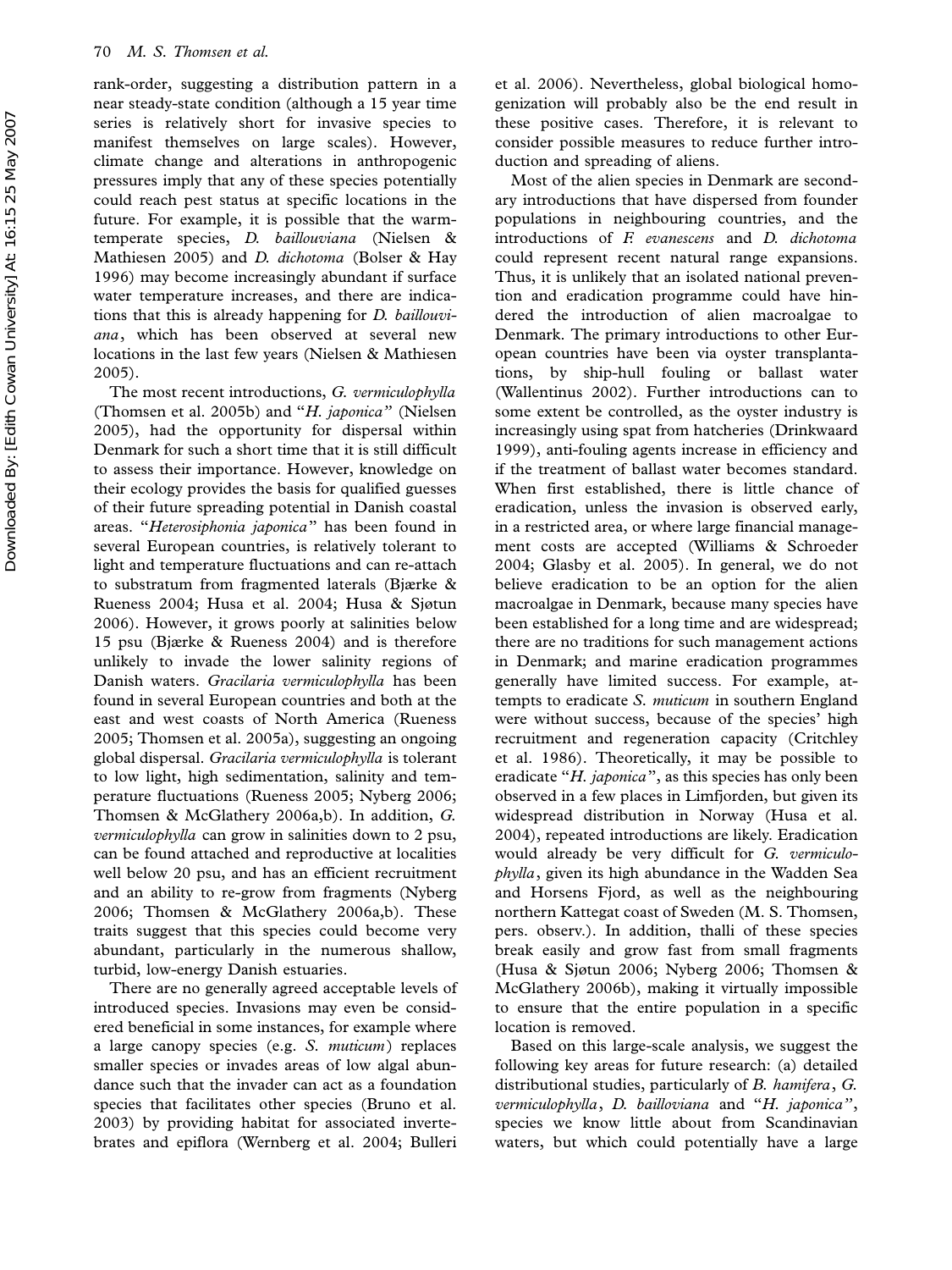rank-order, suggesting a distribution pattern in a near steady-state condition (although a 15 year time series is relatively short for invasive species to manifest themselves on large scales). However, climate change and alterations in anthropogenic pressures imply that any of these species potentially could reach pest status at specific locations in the future. For example, it is possible that the warm-temperate species, *D. baillouviana* (Nielsen & Mathiesen 2005) and *D. dichotoma* (Bolser & Hay 1996) may become increasingly abundant if surface water temperature increases, and there are indications that this is already happening for *D. baillouviana*, which has been observed at several new locations in the last few years (Nielsen & Mathiesen 2005).

The most recent introductions, *G. vermiculophylla* (Thomsen et al. 2005b) and "*H. japonica*" (Nielsen 2005), had the opportunity for dispersal within Denmark for such a short time that it is still difficult to assess their importance. However, knowledge on their ecology provides the basis for qualified guesses of their future spreading potential in Danish coastal areas. "*Heterosiphonia japonica*" has been found in several European countries, is relatively tolerant to light and temperature fluctuations and can re-attach to substratum from fragmented laterals (Bjærke & Rueness 2004; Husa et al. 2004; Husa & Sjøtun 2006). However, it grows poorly at salinities below 15 psu (Bjærke & Rueness 2004) and is therefore unlikely to invade the lower salinity regions of Danish waters. *Gracilaria vermiculophylla* has been found in several European countries and both at the east and west coasts of North America (Rueness 2005; Thomsen et al. 2005a), suggesting an ongoing global dispersal. *Gracilaria vermiculophylla* is tolerant to low light, high sedimentation, salinity and temperature fluctuations (Rueness 2005; Nyberg 2006; Thomsen & McGlathery 2006a,b). In addition, *G. vermiculophylla* can grow in salinities down to 2 psu, can be found attached and reproductive at localities well below 20 psu, and has an efficient recruitment and an ability to re-grow from fragments (Nyberg 2006; Thomsen & McGlathery 2006a,b). These traits suggest that this species could become very abundant, particularly in the numerous shallow, turbid, low-energy Danish estuaries.

There are no generally agreed acceptable levels of introduced species. Invasions may even be considered beneficial in some instances, for example where a large canopy species (e.g. *S. muticum*) replaces smaller species or invades areas of low algal abundance such that the invader can act as a foundation species that facilitates other species (Bruno et al. 2003) by providing habitat for associated invertebrates and epiflora (Wernberg et al. 2004; Bulleri et al. 2006). Nevertheless, global biological homogenization will probably also be the end result in these positive cases. Therefore, it is relevant to consider possible measures to reduce further introduction and spreading of aliens.

Most of the alien species in Denmark are secondary introductions that have dispersed from founder populations in neighbouring countries, and the introductions of *F. evanescens* and *D. dichotoma* could represent recent natural range expansions. Thus, it is unlikely that an isolated national prevention and eradication programme could have hindered the introduction of alien macroalgae to Denmark. The primary introductions to other European countries have been via oyster transplantations, by ship-hull fouling or ballast water (Wallentinus 2002). Further introductions can to some extent be controlled, as the oyster industry is increasingly using spat from hatcheries (Drinkwaard 1999), anti-fouling agents increase in efficiency and if the treatment of ballast water becomes standard. When first established, there is little chance of eradication, unless the invasion is observed early, in a restricted area, or where large financial management costs are accepted (Williams & Schroeder 2004; Glasby et al. 2005). In general, we do not believe eradication to be an option for the alien macroalgae in Denmark, because many species have been established for a long time and are widespread; there are no traditions for such management actions in Denmark; and marine eradication programmes generally have limited success. For example, attempts to eradicate *S. muticum* in southern England were without success, because of the species' high recruitment and regeneration capacity (Critchley et al. 1986). Theoretically, it may be possible to eradicate "*H. japonica*", as this species has only been observed in a few places in Limfjorden, but given its widespread distribution in Norway (Husa et al. 2004), repeated introductions are likely. Eradication would already be very difficult for *G. vermiculophylla*, given its high abundance in the Wadden Sea and Horsens Fjord, as well as the neighbouring northern Kattegat coast of Sweden (M. S. Thomsen, pers. observ.). In addition, thalli of these species break easily and grow fast from small fragments (Husa & Sjøtun 2006; Nyberg 2006; Thomsen & McGlathery 2006b), making it virtually impossible to ensure that the entire population in a specific location is removed.

Based on this large-scale analysis, we suggest the following key areas for future research: (a) detailed distributional studies, particularly of *B. hamifera*, *G. vermiculophylla*, *D. bailloviana* and "*H. japonica*", species we know little about from Scandinavian waters, but which could potentially have a large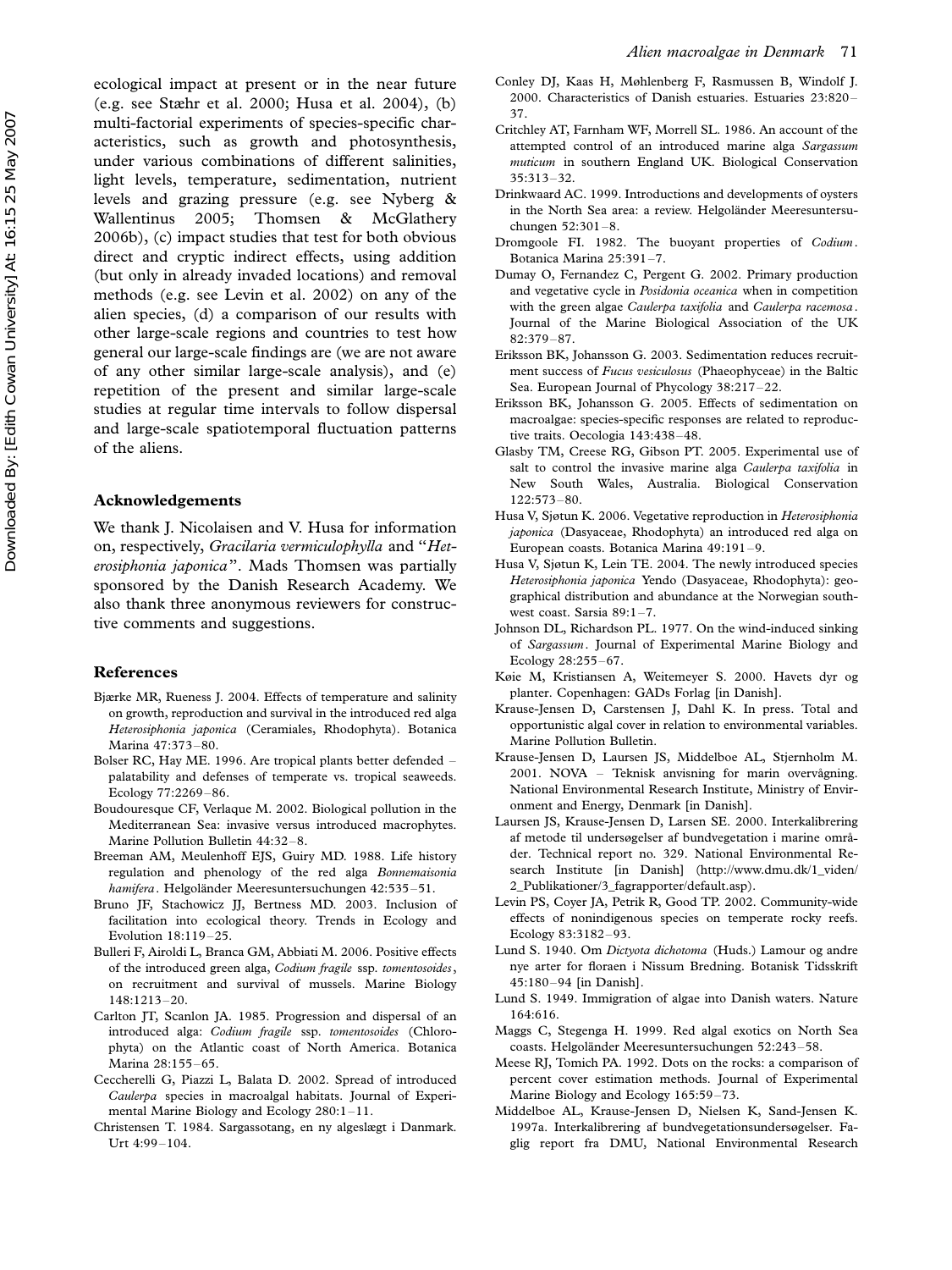ecological impact at present or in the near future (e.g. see Stæhr et al. 2000; Husa et al. 2004), (b) multi-factorial experiments of species-specific characteristics, such as growth and photosynthesis, under various combinations of different salinities, light levels, temperature, sedimentation, nutrient levels and grazing pressure (e.g. see Nyberg & Wallentinus 2005; Thomsen & McGlathery 2006b), (c) impact studies that test for both obvious direct and cryptic indirect effects, using addition (but only in already invaded locations) and removal methods (e.g. see Levin et al. 2002) on any of the alien species, (d) a comparison of our results with other large-scale regions and countries to test how general our large-scale findings are (we are not aware of any other similar large-scale analysis), and (e) repetition of the present and similar large-scale studies at regular time intervals to follow dispersal and large-scale spatiotemporal fluctuation patterns of the aliens.

## Acknowledgements

We thank J. Nicolaisen and V. Husa for information on, respectively, *Gracilaria vermiculophylla* and "*Heterosiphonia japonica*". Mads Thomsen was partially sponsored by the Danish Research Academy. We also thank three anonymous reviewers for constructive comments and suggestions.

## References

Bjærke MR, Rueness J. 2004. Effects of temperature and salinity on growth, reproduction and survival in the introduced red alga *Heterosiphonia japonica* (Ceramiales, Rhodophyta). Botanica Marina 47:373–80.

Bolser RC, Hay ME. 1996. Are tropical plants better defended – palatability and defenses of temperate vs. tropical seaweeds. Ecology 77:2269–86.

Boudouresque CF, Verlaque M. 2002. Biological pollution in the Mediterranean Sea: invasive versus introduced macrophytes. Marine Pollution Bulletin 44:32–8.

Breeman AM, Meulenhoff EJS, Guiry MD. 1988. Life history regulation and phenology of the red alga *Bonnemaisonia hamifera*. Helgoländer Meeresuntersuchungen 42:535–51.

Bruno JF, Stachowicz JJ, Bertness MD. 2003. Inclusion of facilitation into ecological theory. Trends in Ecology and Evolution 18:119–25.

Bulleri F, Airoldi L, Branca GM, Abbiati M. 2006. Positive effects of the introduced green alga, *Codium fragile* ssp. *tomentosoides*, on recruitment and survival of mussels. Marine Biology 148:1213–20.

Carlton JT, Scanlon JA. 1985. Progression and dispersal of an introduced alga: *Codium fragile* ssp. *tomentosoides* (Chlorophyta) on the Atlantic coast of North America. Botanica Marina 28:155–65.

Ceccherelli G, Piazzi L, Balata D. 2002. Spread of introduced *Caulerpa* species in macroalgal habitats. Journal of Experimental Marine Biology and Ecology 280:1–11.

Christensen T. 1984. Sargassotang, en ny algeslægt i Danmark. Urt 4:99–104.

Conley DJ, Kaas H, Møhlenberg F, Rasmussen B, Windolf J. 2000. Characteristics of Danish estuaries. Estuaries 23:820–37.

Critchley AT, Farnham WF, Morrell SL. 1986. An account of the attempted control of an introduced marine alga *Sargassum muticum* in southern England UK. Biological Conservation 35:313–32.

Drinkwaard AC. 1999. Introductions and developments of oysters in the North Sea area: a review. Helgoländer Meeresuntersuchungen 52:301–8.

Dromgoole FI. 1982. The buoyant properties of *Codium*. Botanica Marina 25:391–7.

Dumay O, Fernandez C, Pergent G. 2002. Primary production and vegetative cycle in *Posidonia oceanica* when in competition with the green algae *Caulerpa taxifolia* and *Caulerpa racemosa*. Journal of the Marine Biological Association of the UK 82:379–87.

Eriksson BK, Johansson G. 2003. Sedimentation reduces recruitment success of *Fucus vesiculosus* (Phaeophyceae) in the Baltic Sea. European Journal of Phycology 38:217–22.

Eriksson BK, Johansson G. 2005. Effects of sedimentation on macroalgae: species-specific responses are related to reproductive traits. Oecologia 143:438–48.

Glasby TM, Creese RG, Gibson PT. 2005. Experimental use of salt to control the invasive marine alga *Caulerpa taxifolia* in New South Wales, Australia. Biological Conservation 122:573–80.

Husa V, Sjøtun K. 2006. Vegetative reproduction in *Heterosiphonia japonica* (Dasyaceae, Rhodophyta) an introduced red alga on European coasts. Botanica Marina 49:191–9.

Husa V, Sjøtun K, Lein TE. 2004. The newly introduced species *Heterosiphonia japonica* Yendo (Dasyaceae, Rhodophyta): geographical distribution and abundance at the Norwegian southwest coast. Sarsia 89:1–7.

Johnson DL, Richardson PL. 1977. On the wind-induced sinking of *Sargassum*. Journal of Experimental Marine Biology and Ecology 28:255–67.

Køie M, Kristiansen A, Weitemeyer S. 2000. Havets dyr og planter. Copenhagen: GADs Forlag [in Danish].

Krause-Jensen D, Carstensen J, Dahl K. In press. Total and opportunistic algal cover in relation to environmental variables. Marine Pollution Bulletin.

Krause-Jensen D, Laursen JS, Middelboe AL, Stjernholm M. 2001. NOVA – Teknisk anvisning for marin overvågning. National Environmental Research Institute, Ministry of Environment and Energy, Denmark [in Danish].

Laursen JS, Krause-Jensen D, Larsen SE. 2000. Interkalibrering af metode til undersøgelser af bundvegetation i marine områder. Technical report no. 329. National Environmental Research Institute [in Danish] (http://www.dmu.dk/1_viden/2_Publikationer/3_fagrapporter/default.asp).

Levin PS, Coyer JA, Petrik R, Good TP. 2002. Community-wide effects of nonindigenous species on temperate rocky reefs. Ecology 83:3182–93.

Lund S. 1940. Om *Dictyota dichotoma* (Huds.) Lamour og andre nye arter for floraen i Nissum Bredning. Botanisk Tidsskrift 45:180–94 [in Danish].

Lund S. 1949. Immigration of algae into Danish waters. Nature 164:616.

Maggs C, Stegenga H. 1999. Red algal exotics on North Sea coasts. Helgoländer Meeresuntersuchungen 52:243–58.

Meese RJ, Tomich PA. 1992. Dots on the rocks: a comparison of percent cover estimation methods. Journal of Experimental Marine Biology and Ecology 165:59–73.

Middelboe AL, Krause-Jensen D, Nielsen K, Sand-Jensen K. 1997a. Interkalibrering af bundvegetationsundersøgelser. Faglig report fra DMU, National Environmental Research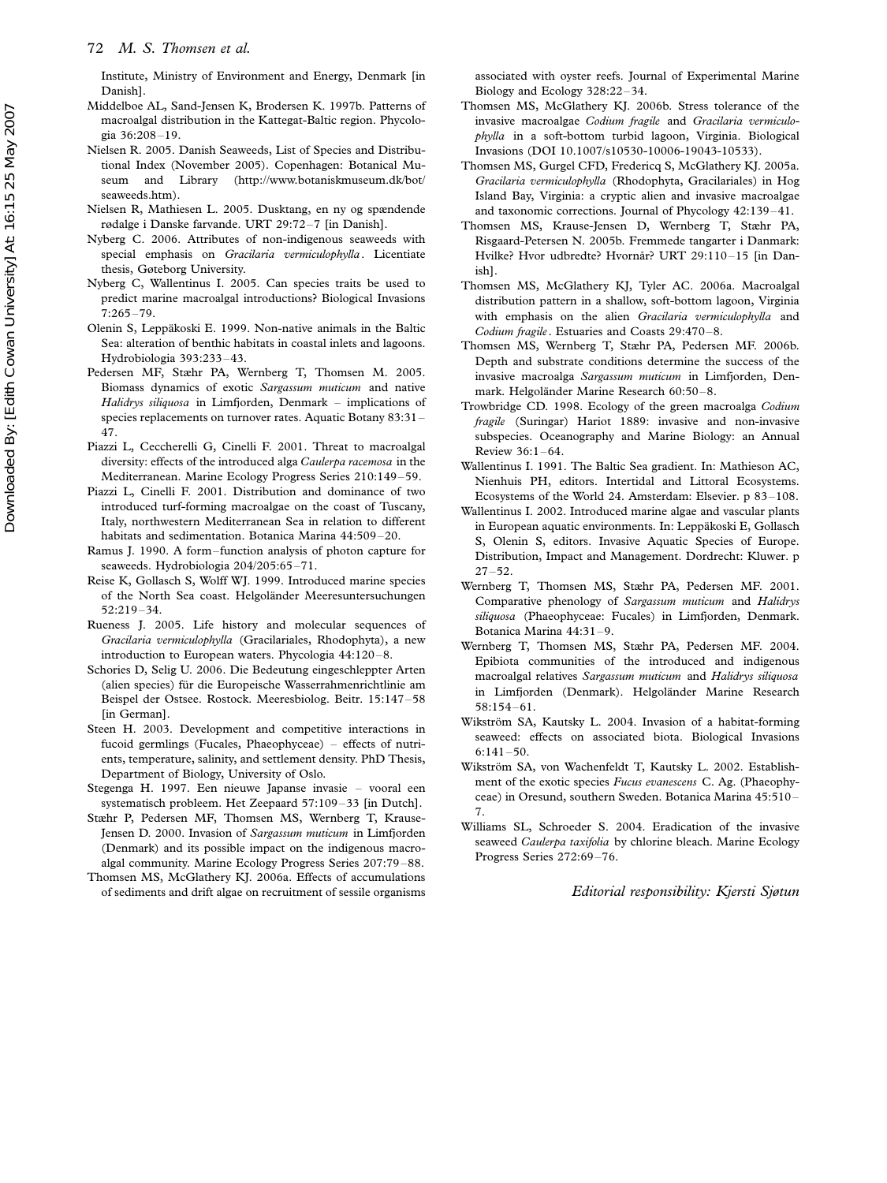Institute, Ministry of Environment and Energy, Denmark [in Danish].

Middelboe AL, Sand-Jensen K, Brodersen K. 1997b. Patterns of macroalgal distribution in the Kattegat-Baltic region. Phycologia 36:208–19.

Nielsen R. 2005. Danish Seaweeds, List of Species and Distributional Index (November 2005). Copenhagen: Botanical Museum and Library (http://www.botaniskmuseum.dk/bot/seaweeds.htm).

Nielsen R, Mathiesen L. 2005. Dusktang, en ny og spændende rødalge i Danske farvande. URT 29:72–7 [in Danish].

Nyberg C. 2006. Attributes of non-indigenous seaweeds with special emphasis on *Gracilaria vermiculophylla*. Licentiate thesis, Gøteborg University.

Nyberg C, Wallentinus I. 2005. Can species traits be used to predict marine macroalgal introductions? Biological Invasions 7:265–79.

Olenin S, Leppäkoski E. 1999. Non-native animals in the Baltic Sea: alteration of benthic habitats in coastal inlets and lagoons. Hydrobiologia 393:233–43.

Pedersen MF, Stæhr PA, Wernberg T, Thomsen M. 2005. Biomass dynamics of exotic *Sargassum muticum* and native *Halidrys siliquosa* in Limfjorden, Denmark – implications of species replacements on turnover rates. Aquatic Botany 83:31–47.

Piazzi L, Ceccherelli G, Cinelli F. 2001. Threat to macroalgal diversity: effects of the introduced alga *Caulerpa racemosa* in the Mediterranean. Marine Ecology Progress Series 210:149–59.

Piazzi L, Cinelli F. 2001. Distribution and dominance of two introduced turf-forming macroalgae on the coast of Tuscany, Italy, northwestern Mediterranean Sea in relation to different habitats and sedimentation. Botanica Marina 44:509–20.

Ramus J. 1990. A form–function analysis of photon capture for seaweeds. Hydrobiologia 204/205:65–71.

Reise K, Gollasch S, Wolff WJ. 1999. Introduced marine species of the North Sea coast. Helgoländer Meeresuntersuchungen 52:219–34.

Rueness J. 2005. Life history and molecular sequences of *Gracilaria vermiculophylla* (Gracilariales, Rhodophyta), a new introduction to European waters. Phycologia 44:120–8.

Schories D, Selig U. 2006. Die Bedeutung eingeschleppter Arten (alien species) für die Europeische Wasserrahmenrichtlinie am Beispel der Ostsee. Rostock. Meeresbiolog. Beitr. 15:147–58 [in German].

Steen H. 2003. Development and competitive interactions in fucoid germlings (Fucales, Phaeophyceae) – effects of nutrients, temperature, salinity, and settlement density. PhD Thesis, Department of Biology, University of Oslo.

Stegenga H. 1997. Een nieuwe Japanse invasie – vooral een systematisch probleem. Het Zeepaard 57:109–33 [in Dutch].

Stæhr P, Pedersen MF, Thomsen MS, Wernberg T, Krause-Jensen D. 2000. Invasion of *Sargassum muticum* in Limfjorden (Denmark) and its possible impact on the indigenous macroalgal community. Marine Ecology Progress Series 207:79–88.

Thomsen MS, McGlathery KJ. 2006a. Effects of accumulations of sediments and drift algae on recruitment of sessile organisms associated with oyster reefs. Journal of Experimental Marine Biology and Ecology 328:22–34.

Thomsen MS, McGlathery KJ. 2006b. Stress tolerance of the invasive macroalgae *Codium fragile* and *Gracilaria vermiculophylla* in a soft-bottom turbid lagoon, Virginia. Biological Invasions (DOI 10.1007/s10530-10006-19043-10533).

Thomsen MS, Gurgel CFD, Fredericq S, McGlathery KJ. 2005a. *Gracilaria vermiculophylla* (Rhodophyta, Gracilariales) in Hog Island Bay, Virginia: a cryptic alien and invasive macroalgae and taxonomic corrections. Journal of Phycology 42:139–41.

Thomsen MS, Krause-Jensen D, Wernberg T, Stæhr PA, Risgaard-Petersen N. 2005b. Fremmede tangarter i Danmark: Hvilke? Hvor udbredte? Hvornår? URT 29:110–15 [in Danish].

Thomsen MS, McGlathery KJ, Tyler AC. 2006a. Macroalgal distribution pattern in a shallow, soft-bottom lagoon, Virginia with emphasis on the alien *Gracilaria vermiculophylla* and *Codium fragile*. Estuaries and Coasts 29:470–8.

Thomsen MS, Wernberg T, Stæhr PA, Pedersen MF. 2006b. Depth and substrate conditions determine the success of the invasive macroalga *Sargassum muticum* in Limfjorden, Denmark. Helgoländer Marine Research 60:50–8.

Trowbridge CD. 1998. Ecology of the green macroalga *Codium fragile* (Suringar) Hariot 1889: invasive and non-invasive subspecies. Oceanography and Marine Biology: an Annual Review 36:1–64.

Wallentinus I. 1991. The Baltic Sea gradient. In: Mathieson AC, Nienhuis PH, editors. Intertidal and Littoral Ecosystems. Ecosystems of the World 24. Amsterdam: Elsevier. p 83–108.

Wallentinus I. 2002. Introduced marine algae and vascular plants in European aquatic environments. In: Leppäkoski E, Gollasch S, Olenin S, editors. Invasive Aquatic Species of Europe. Distribution, Impact and Management. Dordrecht: Kluwer. p 27–52.

Wernberg T, Thomsen MS, Stæhr PA, Pedersen MF. 2001. Comparative phenology of *Sargassum muticum* and *Halidrys siliquosa* (Phaeophyceae: Fucales) in Limfjorden, Denmark. Botanica Marina 44:31–9.

Wernberg T, Thomsen MS, Stæhr PA, Pedersen MF. 2004. Epibiota communities of the introduced and indigenous macroalgal relatives *Sargassum muticum* and *Halidrys siliquosa* in Limfjorden (Denmark). Helgoländer Marine Research 58:154–61.

Wikström SA, Kautsky L. 2004. Invasion of a habitat-forming seaweed: effects on associated biota. Biological Invasions 6:141–50.

Wikström SA, von Wachenfeldt T, Kautsky L. 2002. Establishment of the exotic species *Fucus evanescens* C. Ag. (Phaeophyceae) in Oresund, southern Sweden. Botanica Marina 45:510–7.

Williams SL, Schroeder S. 2004. Eradication of the invasive seaweed *Caulerpa taxifolia* by chlorine bleach. Marine Ecology Progress Series 272:69–76.

*Editorial responsibility: Kjersti Sjøtun*